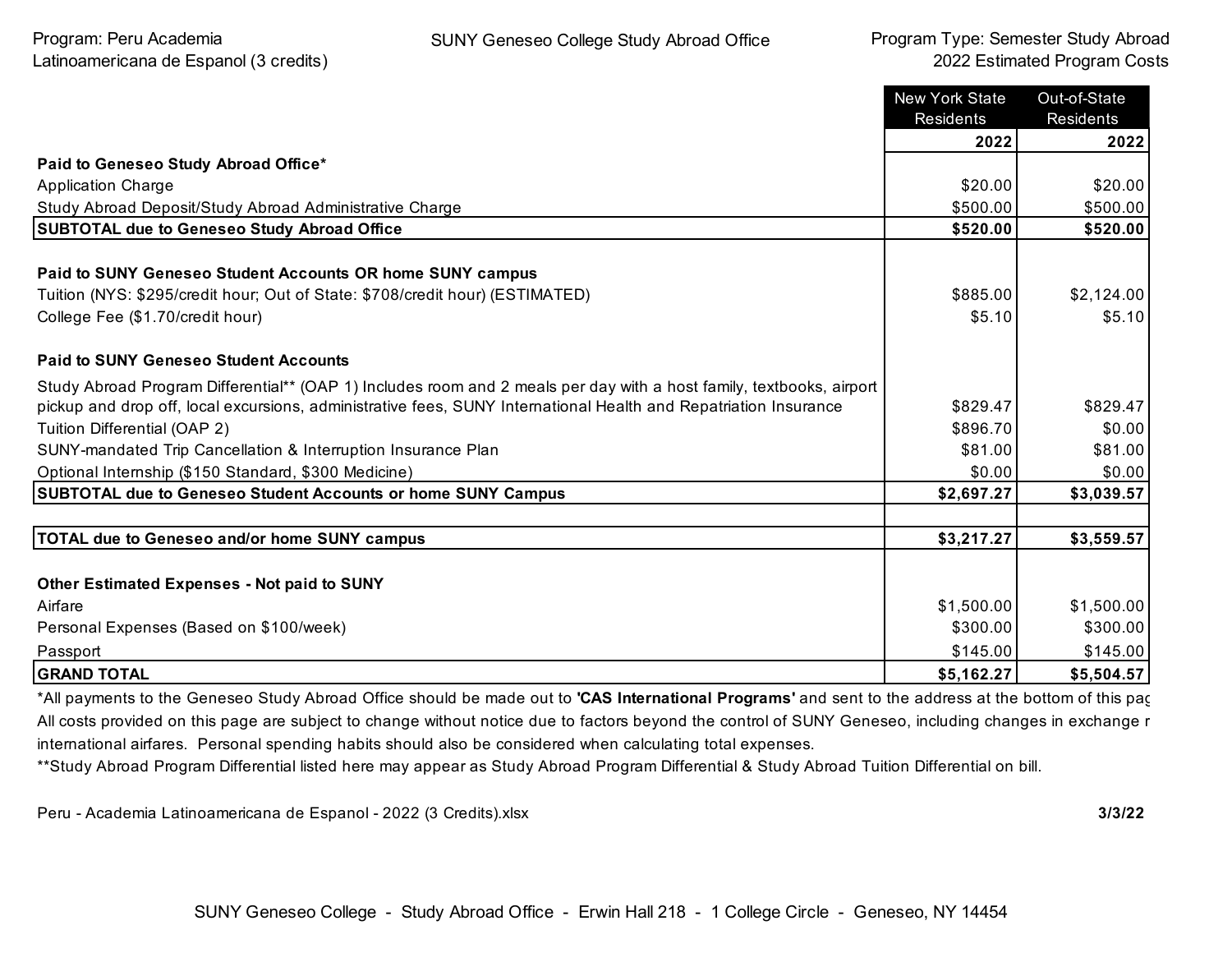Program: Peru Academia Latinoamericana de Espanol (3 credits)

SUNY Geneseo College Study Abroad Office

Program Type: Semester Study Abroad
2022 Estimated Program Costs

| | New York State Residents | Out-of-State Residents |
|---|---|---|
| | **2022** | **2022** |
| **Paid to Geneseo Study Abroad Office*** | | |
| Application Charge | $20.00 | $20.00 |
| Study Abroad Deposit/Study Abroad Administrative Charge | $500.00 | $500.00 |
| **SUBTOTAL due to Geneseo Study Abroad Office** | **$520.00** | **$520.00** |
| | | |
| **Paid to SUNY Geneseo Student Accounts OR home SUNY campus** | | |
| Tuition (NYS: $295/credit hour; Out of State: $708/credit hour) (ESTIMATED) | $885.00 | $2,124.00 |
| College Fee ($1.70/credit hour) | $5.10 | $5.10 |
| | | |
| **Paid to SUNY Geneseo Student Accounts** | | |
| Study Abroad Program Differential** (OAP 1) Includes room and 2 meals per day with a host family, textbooks, airport pickup and drop off, local excursions, administrative fees, SUNY International Health and Repatriation Insurance | $829.47 | $829.47 |
| Tuition Differential (OAP 2) | $896.70 | $0.00 |
| SUNY-mandated Trip Cancellation & Interruption Insurance Plan | $81.00 | $81.00 |
| Optional Internship ($150 Standard, $300 Medicine) | $0.00 | $0.00 |
| **SUBTOTAL due to Geneseo Student Accounts or home SUNY Campus** | **$2,697.27** | **$3,039.57** |
| | | |
| **TOTAL due to Geneseo and/or home SUNY campus** | **$3,217.27** | **$3,559.57** |
| | | |
| **Other Estimated Expenses - Not paid to SUNY** | | |
| Airfare | $1,500.00 | $1,500.00 |
| Personal Expenses (Based on $100/week) | $300.00 | $300.00 |
| Passport | $145.00 | $145.00 |
| **GRAND TOTAL** | **$5,162.27** | **$5,504.57** |

*All payments to the Geneseo Study Abroad Office should be made out to **'CAS International Programs'** and sent to the address at the bottom of this pag
All costs provided on this page are subject to change without notice due to factors beyond the control of SUNY Geneseo, including changes in exchange r international airfares. Personal spending habits should also be considered when calculating total expenses.
**Study Abroad Program Differential listed here may appear as Study Abroad Program Differential & Study Abroad Tuition Differential on bill.

Peru - Academia Latinoamericana de Espanol - 2022 (3 Credits).xlsx **3/3/22**

SUNY Geneseo College - Study Abroad Office - Erwin Hall 218 - 1 College Circle - Geneseo, NY 14454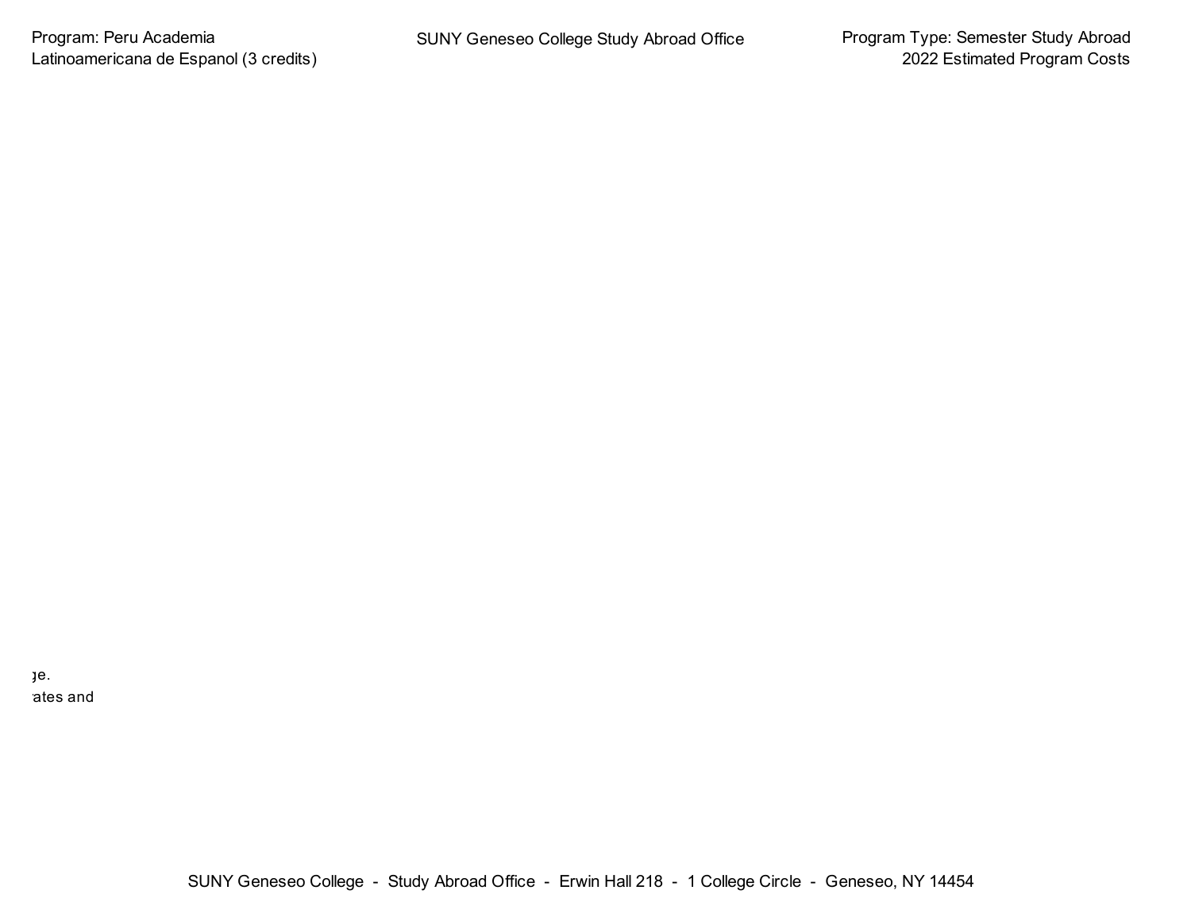ge.
rates and